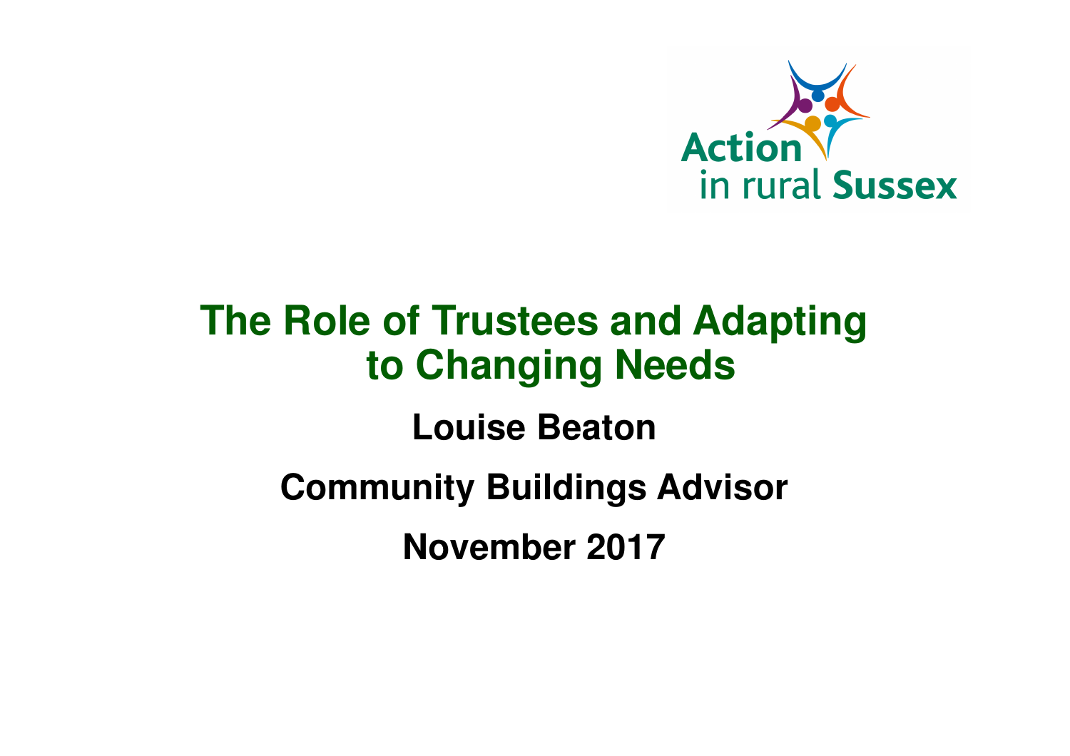Action in rural Sussex

# The Role of Trustees and Adapting to Changing Needs

**Louise Beaton**

**Community Buildings Advisor**

**November 2017**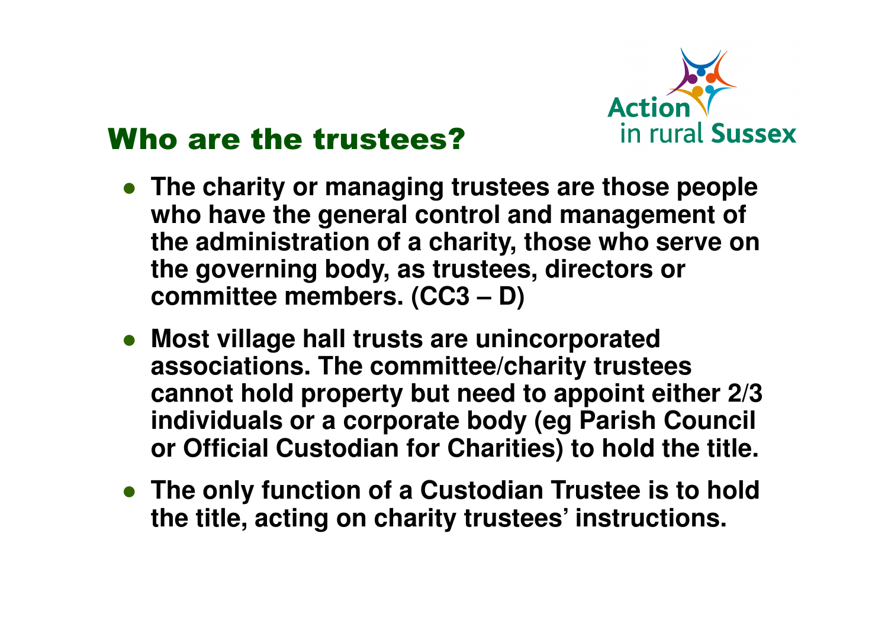## Who are the trustees?

- **The charity or managing trustees are those people who have the general control and management of the administration of a charity, those who serve on the governing body, as trustees, directors or committee members. (CC3 – D)**
- **Most village hall trusts are unincorporated associations. The committee/charity trustees cannot hold property but need to appoint either 2/3 individuals or a corporate body (eg Parish Council or Official Custodian for Charities) to hold the title.**
- **The only function of a Custodian Trustee is to hold the title, acting on charity trustees' instructions.**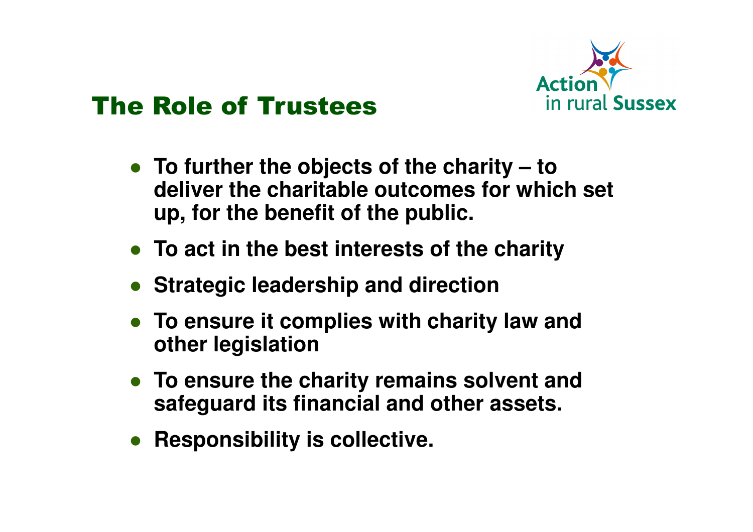# The Role of Trustees

- **To further the objects of the charity – to deliver the charitable outcomes for which set up, for the benefit of the public.**
- **To act in the best interests of the charity**
- **Strategic leadership and direction**
- **To ensure it complies with charity law and other legislation**
- **To ensure the charity remains solvent and safeguard its financial and other assets.**
- **Responsibility is collective.**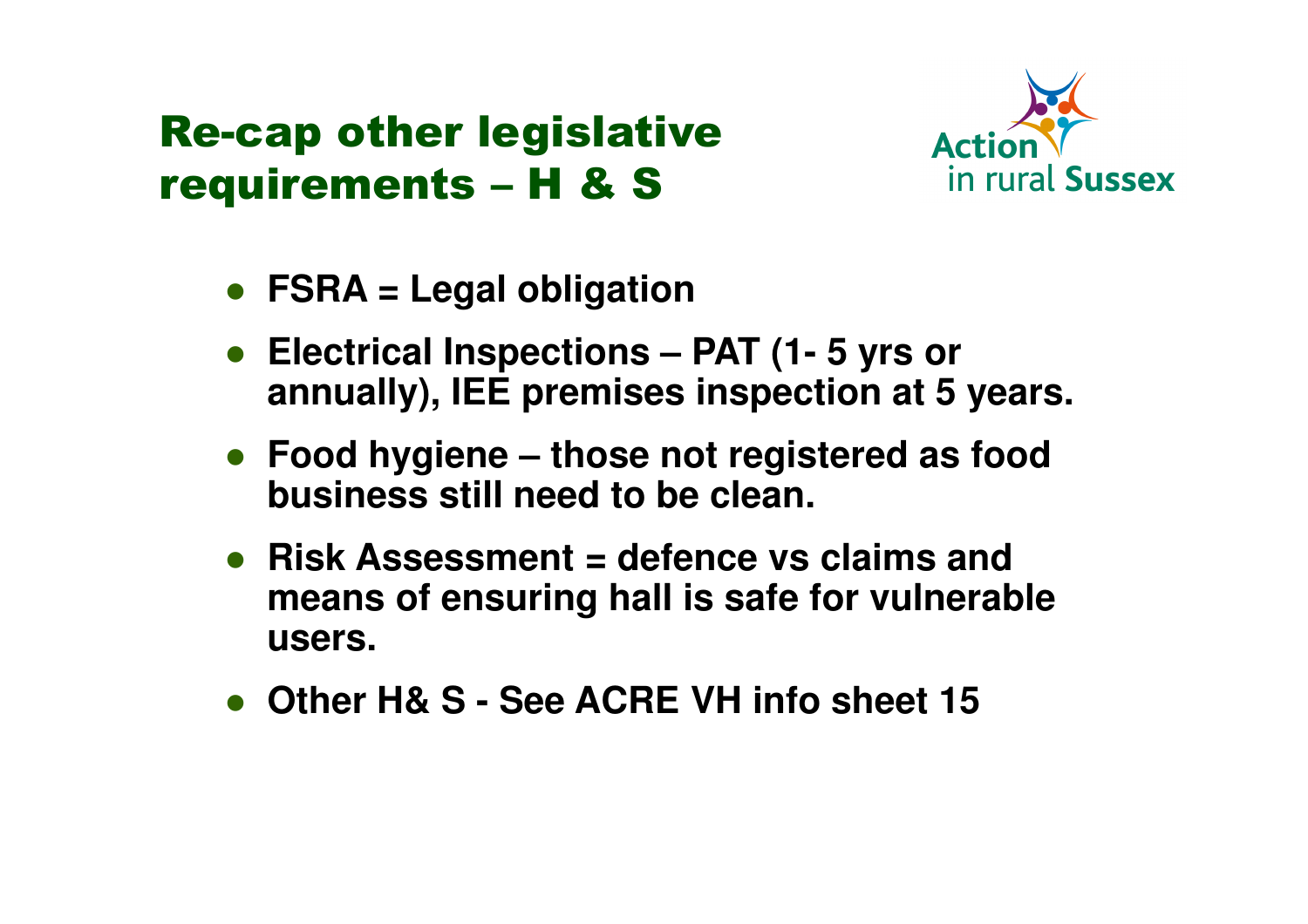# Re-cap other legislative requirements – H & S

Action in rural Sussex

- **FSRA = Legal obligation**
- **Electrical Inspections – PAT (1- 5 yrs or annually), IEE premises inspection at 5 years.**
- **Food hygiene – those not registered as food business still need to be clean.**
- **Risk Assessment = defence vs claims and means of ensuring hall is safe for vulnerable users.**
- **Other H& S - See ACRE VH info sheet 15**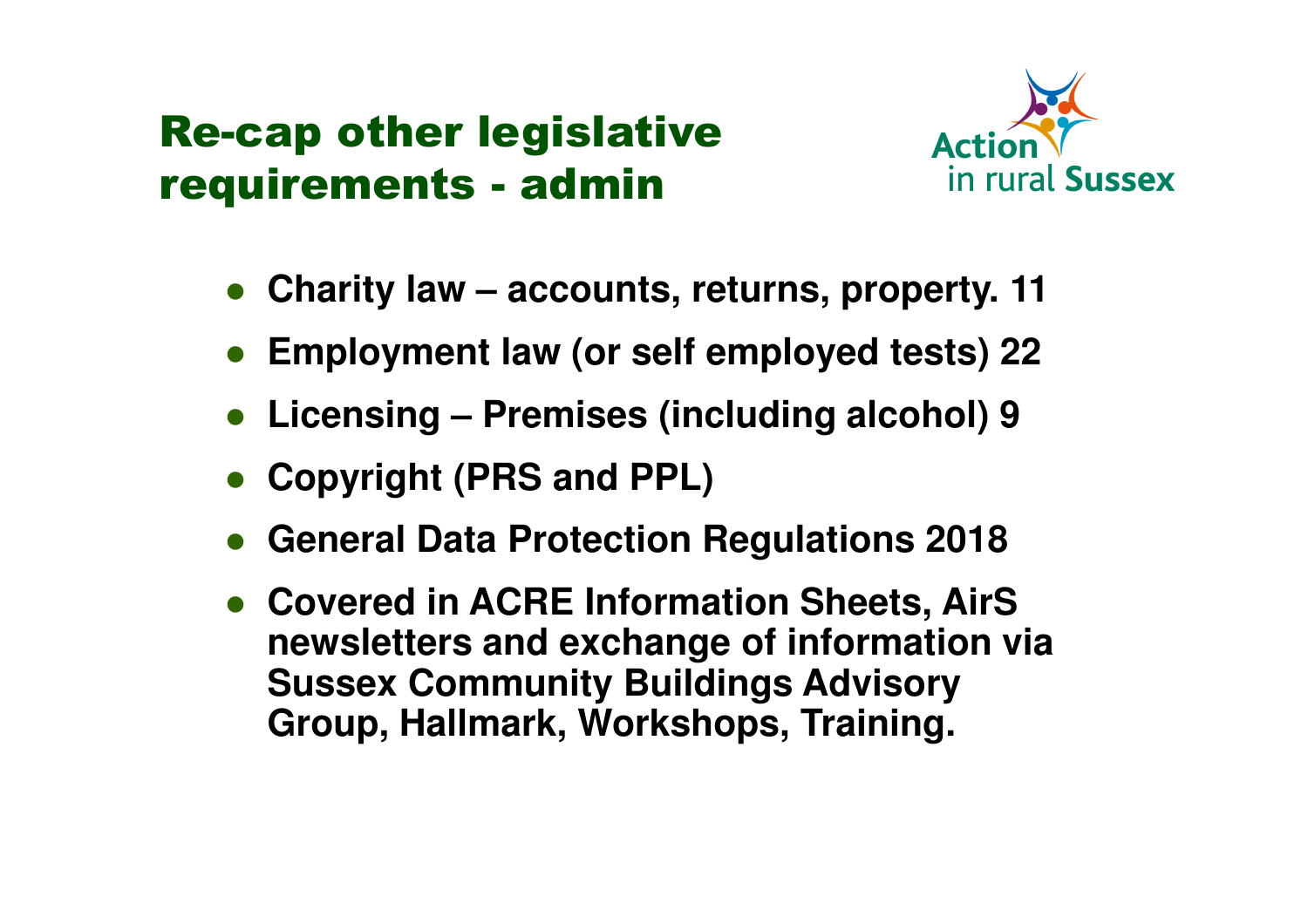# Re-cap other legislative requirements - admin

Action in rural Sussex

- **Charity law – accounts, returns, property. 11**
- **Employment law (or self employed tests) 22**
- **Licensing – Premises (including alcohol) 9**
- **Copyright (PRS and PPL)**
- **General Data Protection Regulations 2018**
- **Covered in ACRE Information Sheets, AirS newsletters and exchange of information via Sussex Community Buildings Advisory Group, Hallmark, Workshops, Training.**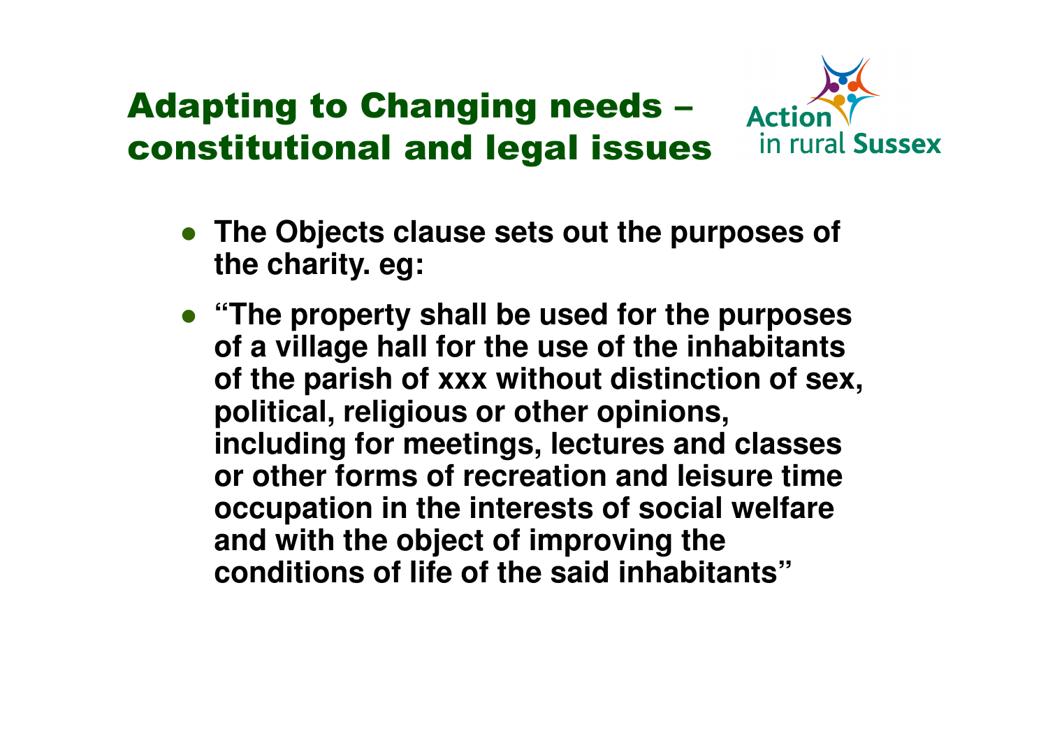# Adapting to Changing needs – constitutional and legal issues

Action in rural Sussex

- **The Objects clause sets out the purposes of the charity. eg:**
- **"The property shall be used for the purposes of a village hall for the use of the inhabitants of the parish of xxx without distinction of sex, political, religious or other opinions, including for meetings, lectures and classes or other forms of recreation and leisure time occupation in the interests of social welfare and with the object of improving the conditions of life of the said inhabitants"**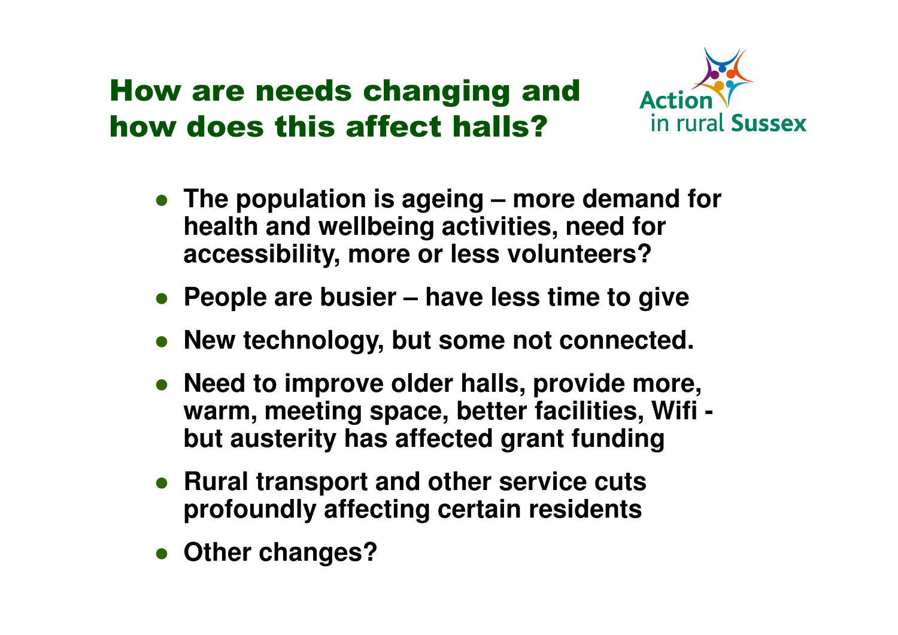# How are needs changing and how does this affect halls?

Action in rural Sussex

- **The population is ageing – more demand for health and wellbeing activities, need for accessibility, more or less volunteers?**
- **People are busier – have less time to give**
- **New technology, but some not connected.**
- **Need to improve older halls, provide more, warm, meeting space, better facilities, Wifi - but austerity has affected grant funding**
- **Rural transport and other service cuts profoundly affecting certain residents**
- **Other changes?**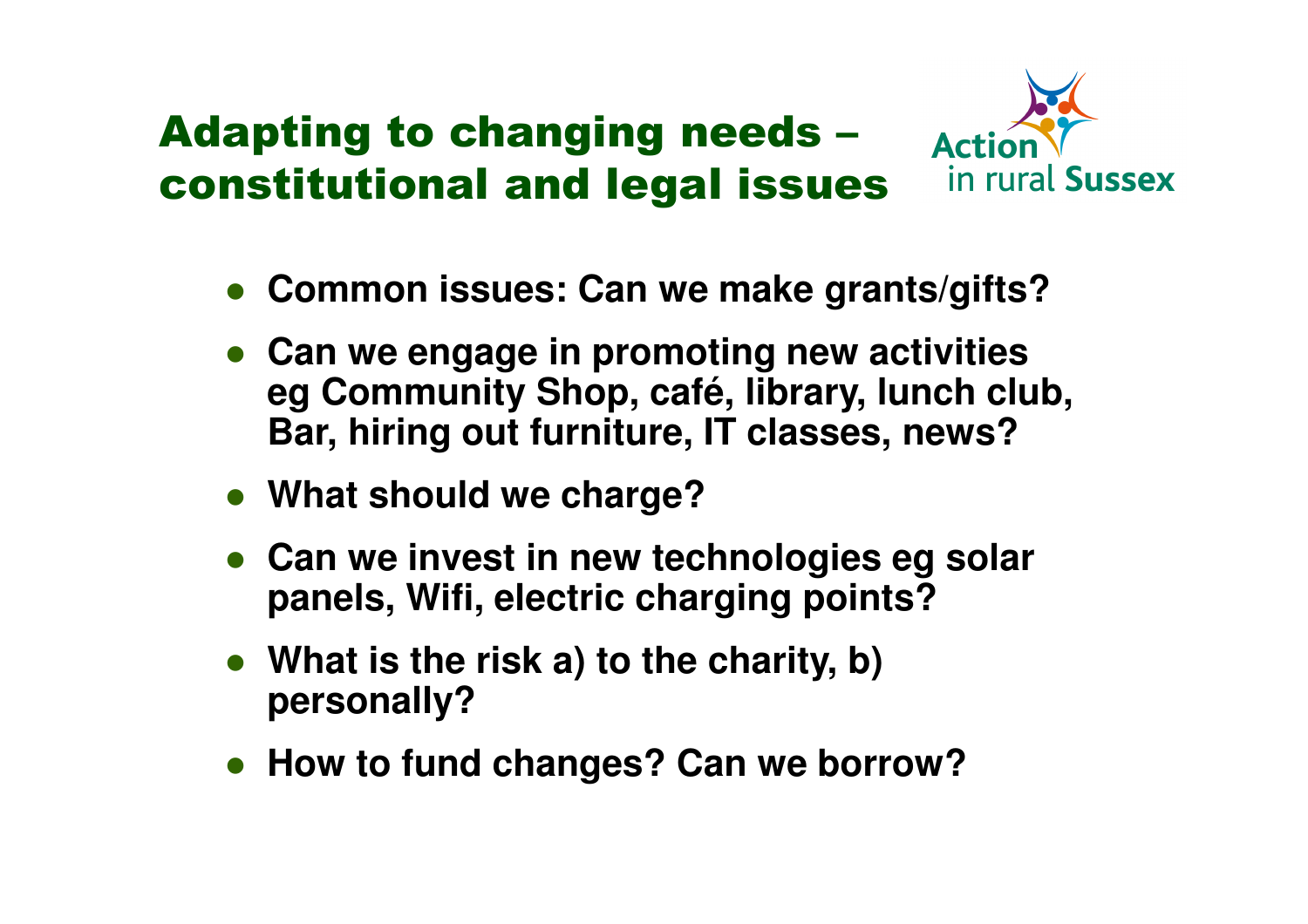# Adapting to changing needs – constitutional and legal issues

Action in rural Sussex

- **Common issues: Can we make grants/gifts?**
- **Can we engage in promoting new activities eg Community Shop, café, library, lunch club, Bar, hiring out furniture, IT classes, news?**
- **What should we charge?**
- **Can we invest in new technologies eg solar panels, Wifi, electric charging points?**
- **What is the risk a) to the charity, b) personally?**
- **How to fund changes? Can we borrow?**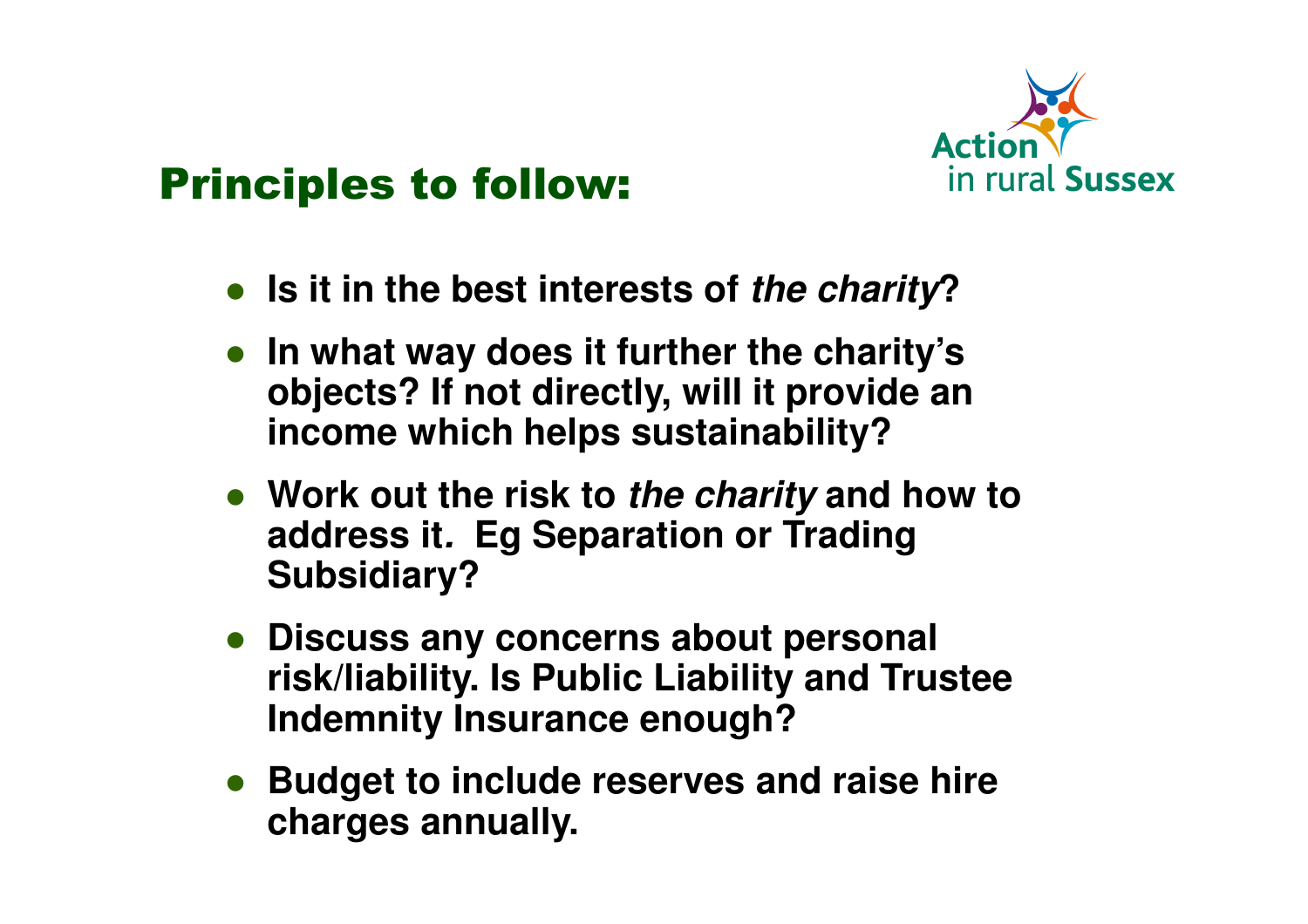## Principles to follow:

Action in rural Sussex

- **Is it in the best interests of *the charity*?**
- **In what way does it further the charity's objects? If not directly, will it provide an income which helps sustainability?**
- **Work out the risk to *the charity* and how to address it. Eg Separation or Trading Subsidiary?**
- **Discuss any concerns about personal risk/liability. Is Public Liability and Trustee Indemnity Insurance enough?**
- **Budget to include reserves and raise hire charges annually.**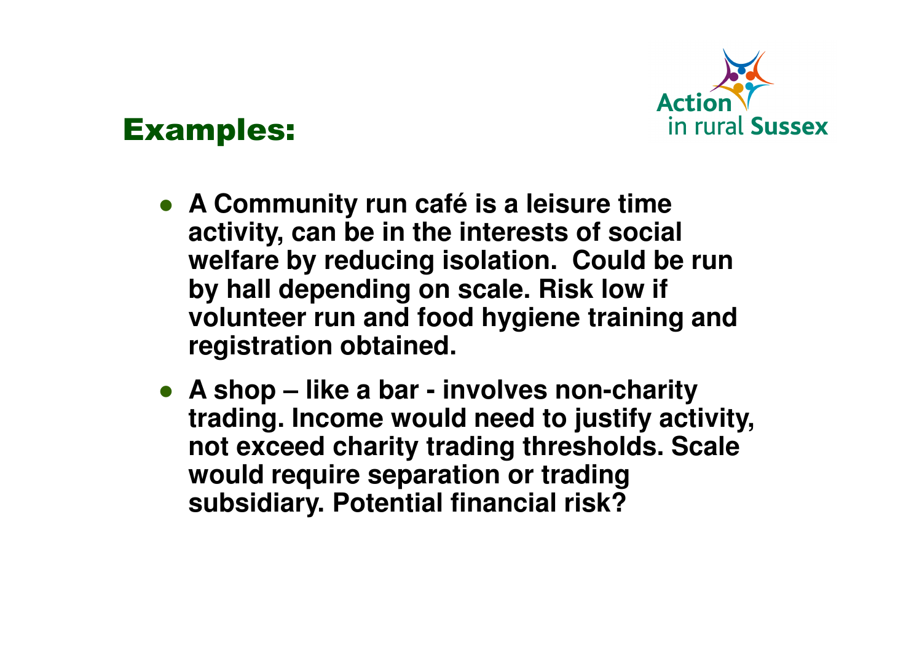## Examples:

- **A Community run café is a leisure time activity, can be in the interests of social welfare by reducing isolation. Could be run by hall depending on scale. Risk low if volunteer run and food hygiene training and registration obtained.**
- **A shop – like a bar - involves non-charity trading. Income would need to justify activity, not exceed charity trading thresholds. Scale would require separation or trading subsidiary. Potential financial risk?**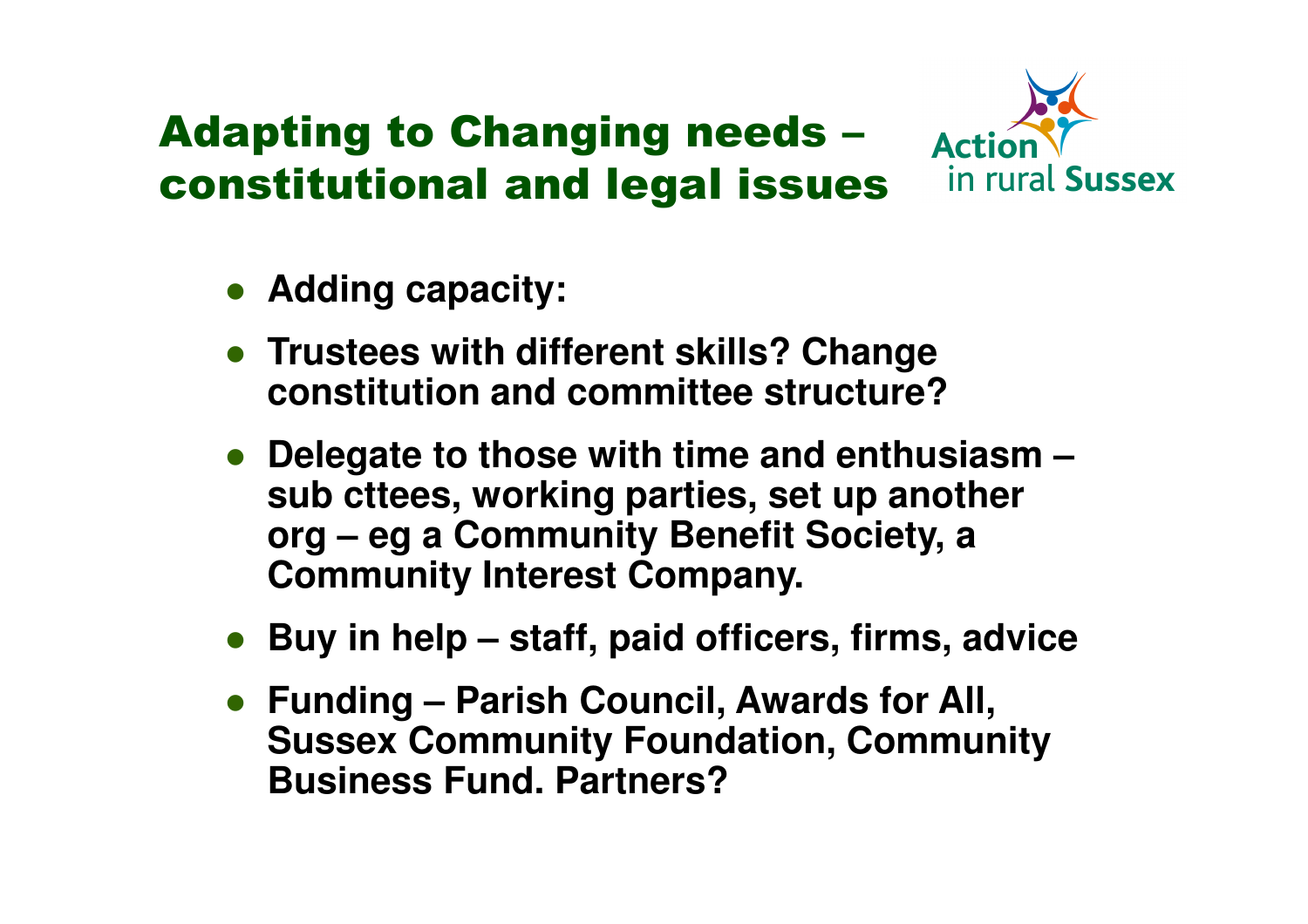# Adapting to Changing needs – constitutional and legal issues

Action in rural Sussex

- **Adding capacity:**
- **Trustees with different skills? Change constitution and committee structure?**
- **Delegate to those with time and enthusiasm – sub cttees, working parties, set up another org – eg a Community Benefit Society, a Community Interest Company.**
- **Buy in help – staff, paid officers, firms, advice**
- **Funding – Parish Council, Awards for All, Sussex Community Foundation, Community Business Fund. Partners?**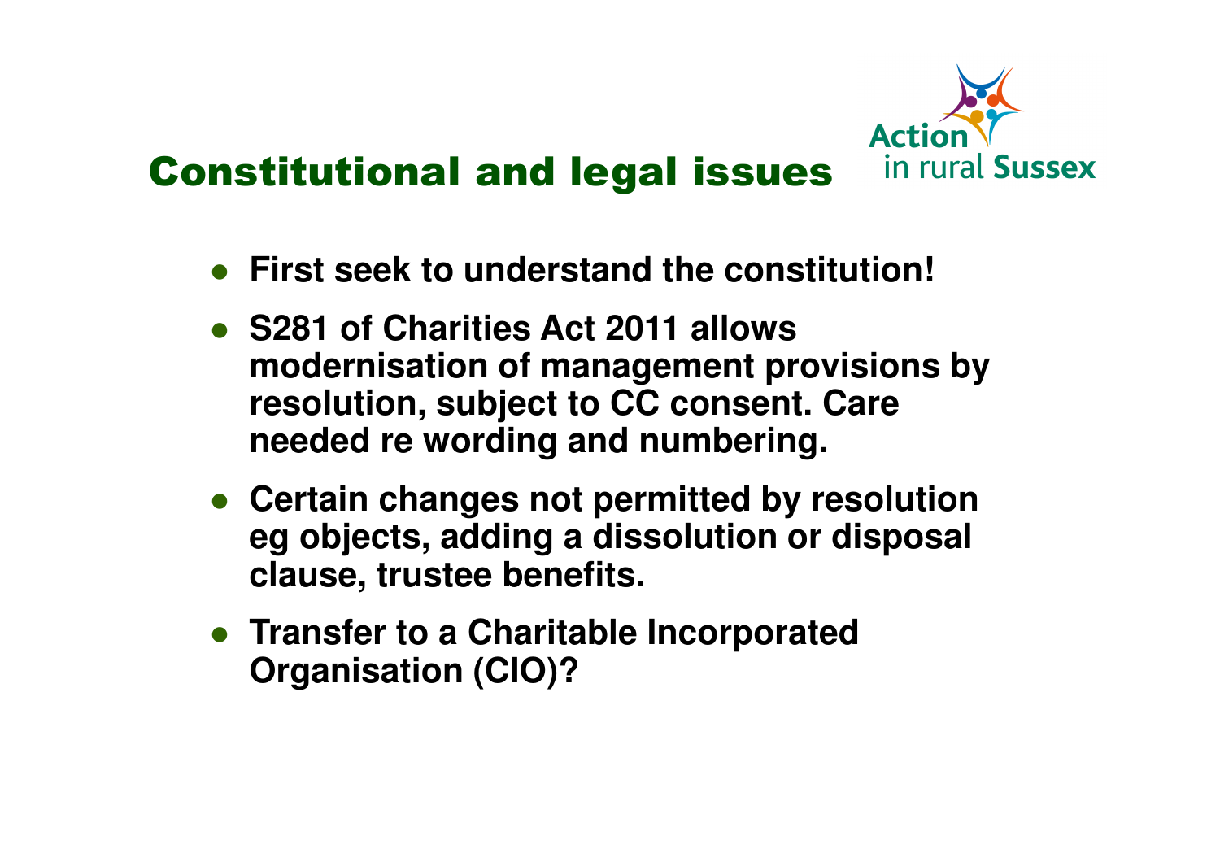## Constitutional and legal issues

- **First seek to understand the constitution!**
- **S281 of Charities Act 2011 allows modernisation of management provisions by resolution, subject to CC consent. Care needed re wording and numbering.**
- **Certain changes not permitted by resolution eg objects, adding a dissolution or disposal clause, trustee benefits.**
- **Transfer to a Charitable Incorporated Organisation (CIO)?**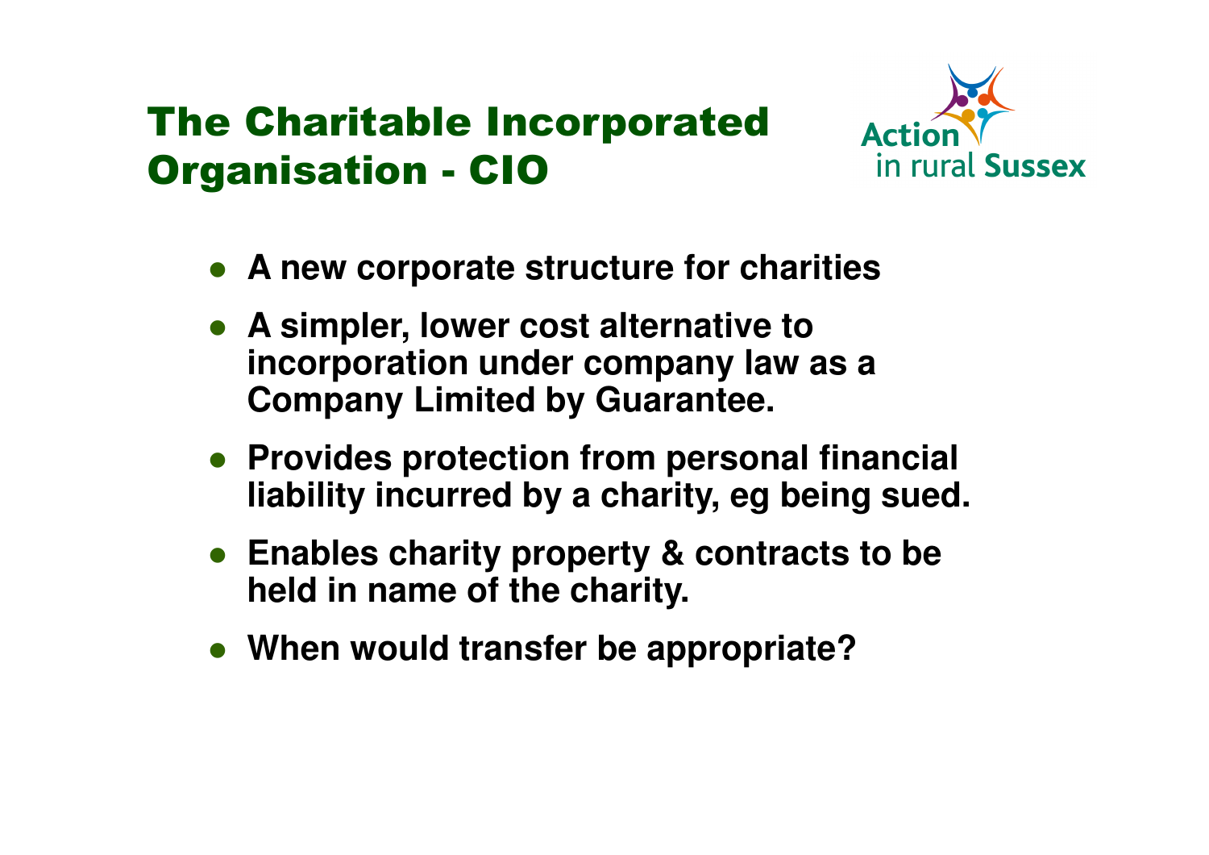# The Charitable Incorporated Organisation - CIO

Action in rural Sussex

- A new corporate structure for charities
- A simpler, lower cost alternative to incorporation under company law as a Company Limited by Guarantee.
- Provides protection from personal financial liability incurred by a charity, eg being sued.
- Enables charity property & contracts to be held in name of the charity.
- When would transfer be appropriate?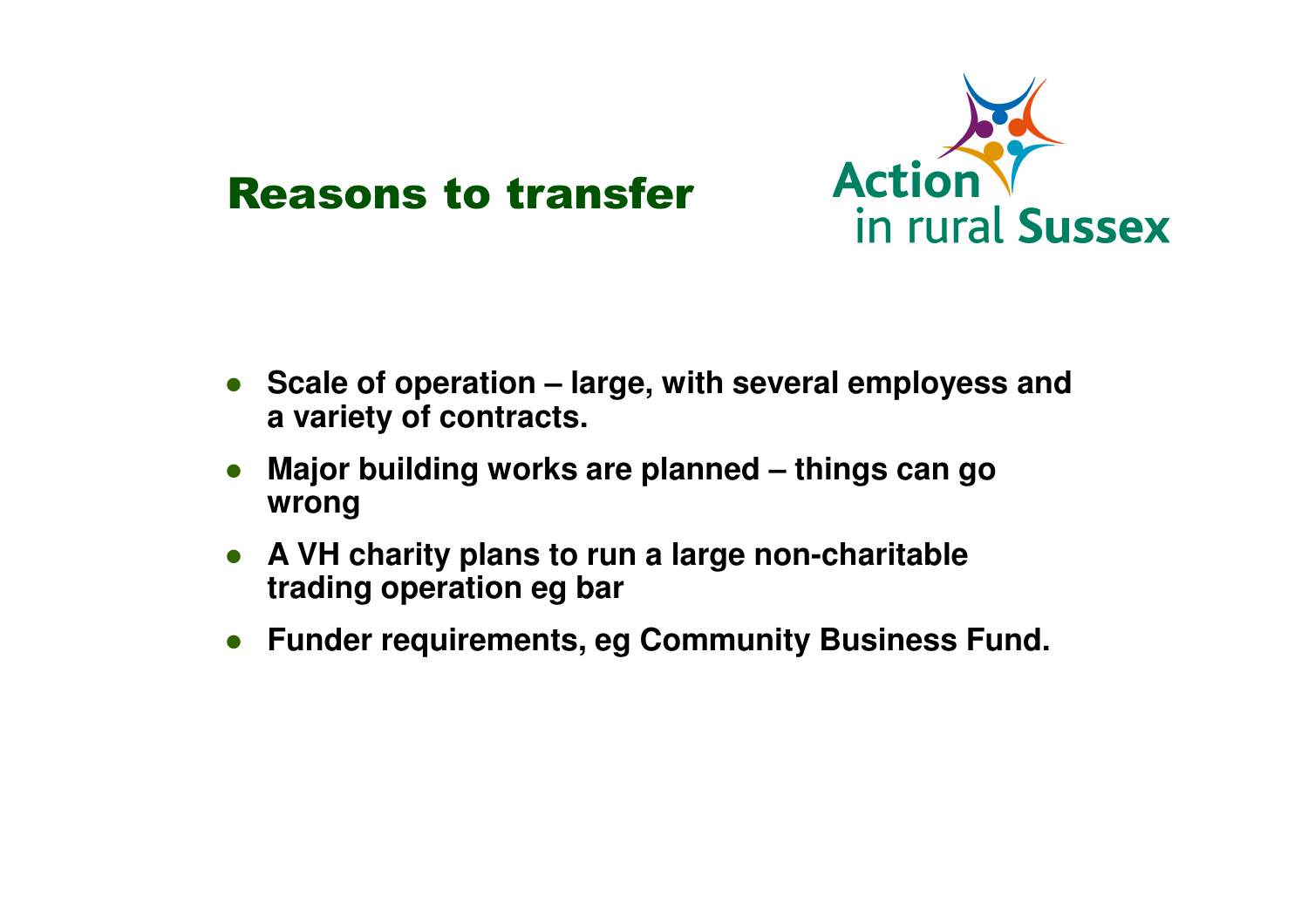# Reasons to transfer

Action in rural Sussex

- **Scale of operation – large, with several employess and a variety of contracts.**
- **Major building works are planned – things can go wrong**
- **A VH charity plans to run a large non-charitable trading operation eg bar**
- **Funder requirements, eg Community Business Fund.**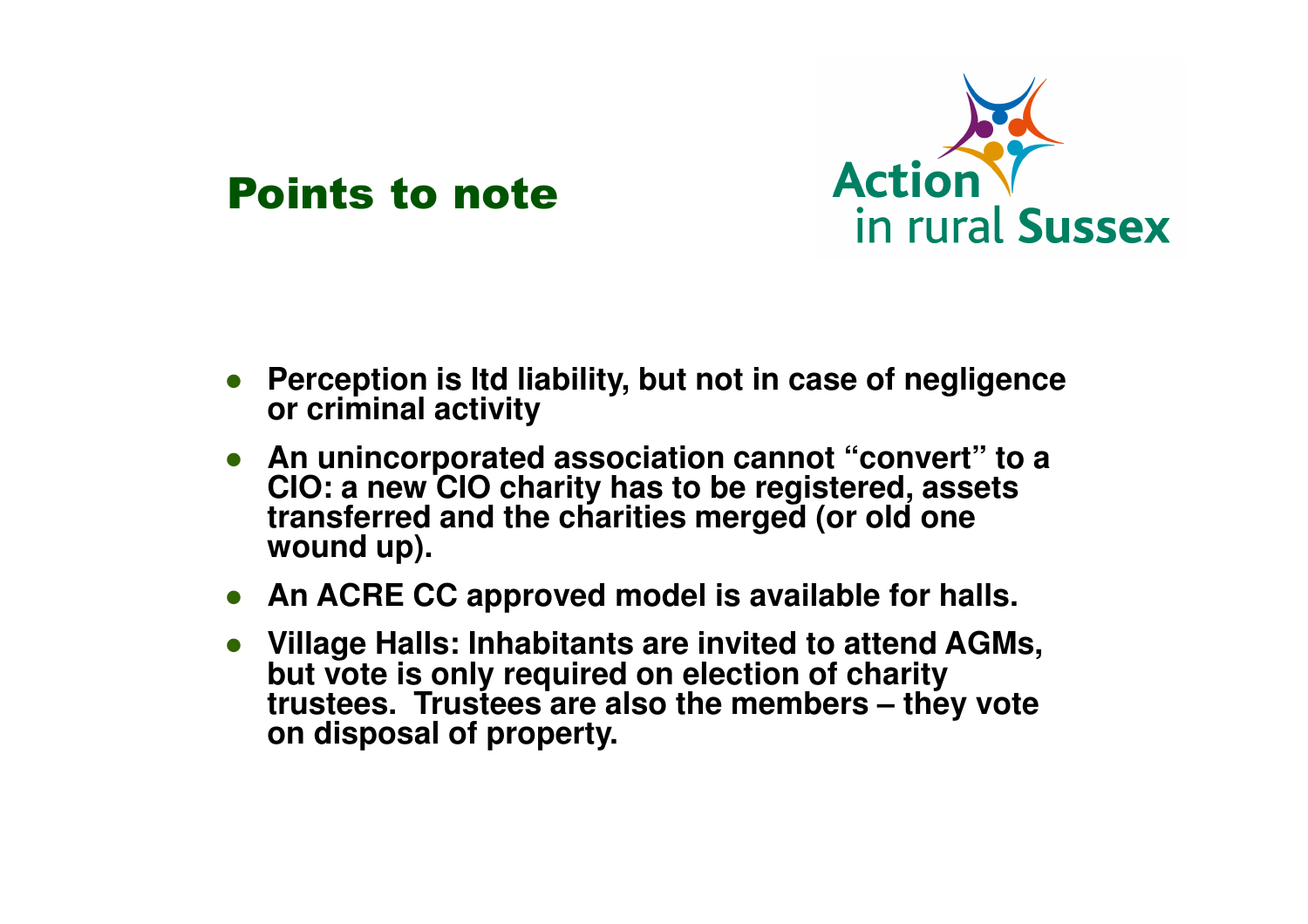## Points to note

- Perception is ltd liability, but not in case of negligence or criminal activity
- An unincorporated association cannot "convert" to a CIO: a new CIO charity has to be registered, assets transferred and the charities merged (or old one wound up).
- An ACRE CC approved model is available for halls.
- Village Halls: Inhabitants are invited to attend AGMs, but vote is only required on election of charity trustees. Trustees are also the members – they vote on disposal of property.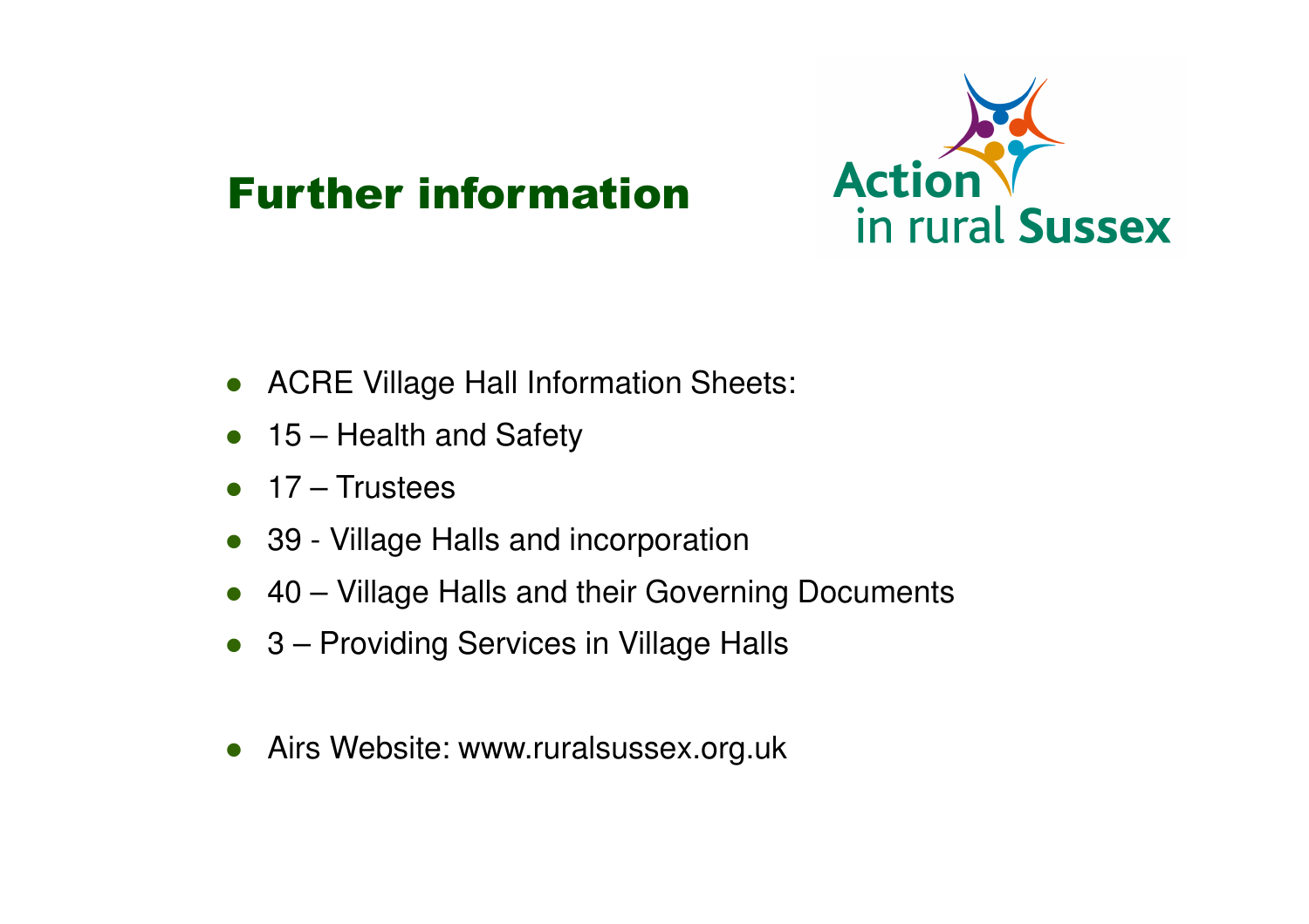# Further information

Action in rural Sussex

- ACRE Village Hall Information Sheets:
- 15 – Health and Safety
- 17 – Trustees
- 39 - Village Halls and incorporation
- 40 – Village Halls and their Governing Documents
- 3 – Providing Services in Village Halls

- Airs Website: www.ruralsussex.org.uk